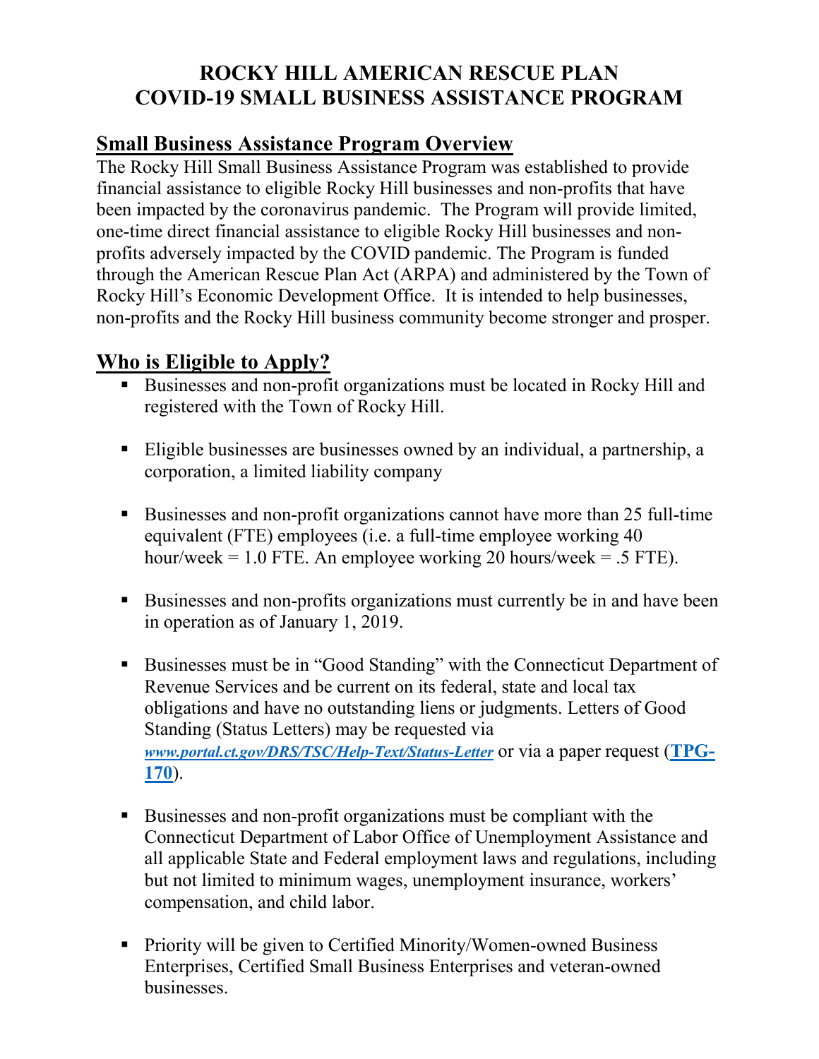# ROCKY HILL AMERICAN RESCUE PLAN
# COVID-19 SMALL BUSINESS ASSISTANCE PROGRAM

## Small Business Assistance Program Overview

The Rocky Hill Small Business Assistance Program was established to provide financial assistance to eligible Rocky Hill businesses and non-profits that have been impacted by the coronavirus pandemic. The Program will provide limited, one-time direct financial assistance to eligible Rocky Hill businesses and non-profits adversely impacted by the COVID pandemic. The Program is funded through the American Rescue Plan Act (ARPA) and administered by the Town of Rocky Hill's Economic Development Office. It is intended to help businesses, non-profits and the Rocky Hill business community become stronger and prosper.

## Who is Eligible to Apply?

- Businesses and non-profit organizations must be located in Rocky Hill and registered with the Town of Rocky Hill.
- Eligible businesses are businesses owned by an individual, a partnership, a corporation, a limited liability company
- Businesses and non-profit organizations cannot have more than 25 full-time equivalent (FTE) employees (i.e. a full-time employee working 40 hour/week = 1.0 FTE. An employee working 20 hours/week = .5 FTE).
- Businesses and non-profits organizations must currently be in and have been in operation as of January 1, 2019.
- Businesses must be in "Good Standing" with the Connecticut Department of Revenue Services and be current on its federal, state and local tax obligations and have no outstanding liens or judgments. Letters of Good Standing (Status Letters) may be requested via *www.portal.ct.gov/DRS/TSC/Help-Text/Status-Letter* or via a paper request (**TPG-170**).
- Businesses and non-profit organizations must be compliant with the Connecticut Department of Labor Office of Unemployment Assistance and all applicable State and Federal employment laws and regulations, including but not limited to minimum wages, unemployment insurance, workers' compensation, and child labor.
- Priority will be given to Certified Minority/Women-owned Business Enterprises, Certified Small Business Enterprises and veteran-owned businesses.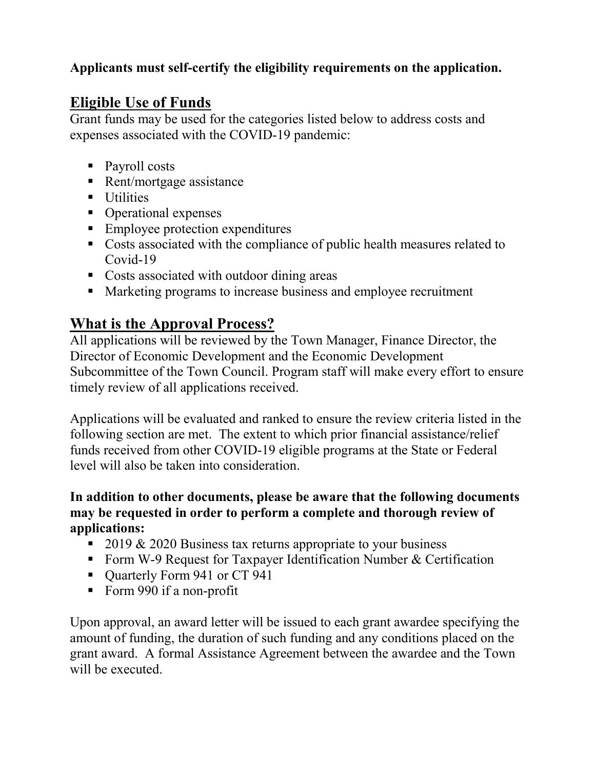**Applicants must self-certify the eligibility requirements on the application.**

## Eligible Use of Funds

Grant funds may be used for the categories listed below to address costs and expenses associated with the COVID-19 pandemic:

- Payroll costs
- Rent/mortgage assistance
- Utilities
- Operational expenses
- Employee protection expenditures
- Costs associated with the compliance of public health measures related to Covid-19
- Costs associated with outdoor dining areas
- Marketing programs to increase business and employee recruitment

## What is the Approval Process?

All applications will be reviewed by the Town Manager, Finance Director, the Director of Economic Development and the Economic Development Subcommittee of the Town Council. Program staff will make every effort to ensure timely review of all applications received.

Applications will be evaluated and ranked to ensure the review criteria listed in the following section are met. The extent to which prior financial assistance/relief funds received from other COVID-19 eligible programs at the State or Federal level will also be taken into consideration.

**In addition to other documents, please be aware that the following documents may be requested in order to perform a complete and thorough review of applications:**

- 2019 & 2020 Business tax returns appropriate to your business
- Form W-9 Request for Taxpayer Identification Number & Certification
- Quarterly Form 941 or CT 941
- Form 990 if a non-profit

Upon approval, an award letter will be issued to each grant awardee specifying the amount of funding, the duration of such funding and any conditions placed on the grant award. A formal Assistance Agreement between the awardee and the Town will be executed.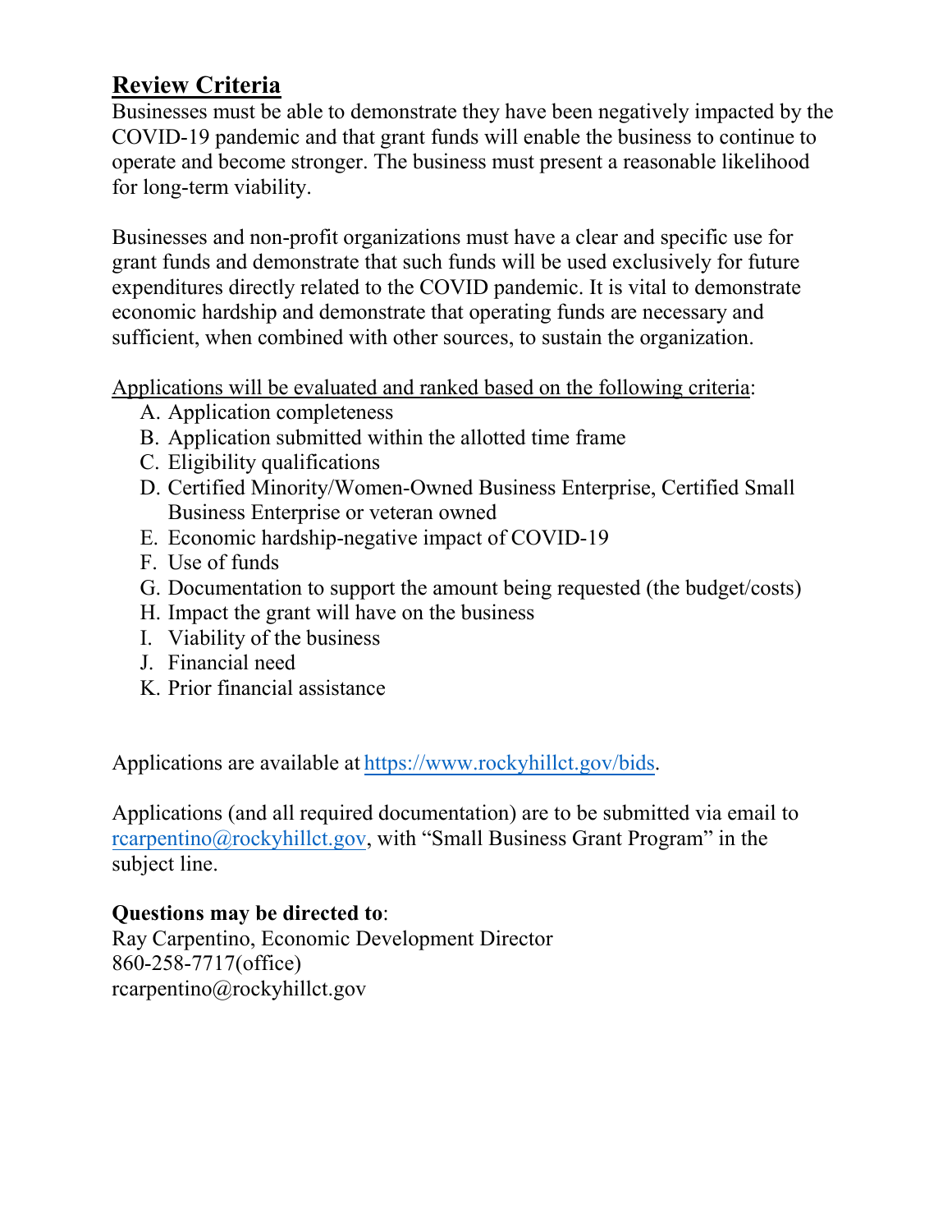## Review Criteria

Businesses must be able to demonstrate they have been negatively impacted by the COVID-19 pandemic and that grant funds will enable the business to continue to operate and become stronger. The business must present a reasonable likelihood for long-term viability.

Businesses and non-profit organizations must have a clear and specific use for grant funds and demonstrate that such funds will be used exclusively for future expenditures directly related to the COVID pandemic. It is vital to demonstrate economic hardship and demonstrate that operating funds are necessary and sufficient, when combined with other sources, to sustain the organization.

Applications will be evaluated and ranked based on the following criteria:

A. Application completeness
B. Application submitted within the allotted time frame
C. Eligibility qualifications
D. Certified Minority/Women-Owned Business Enterprise, Certified Small Business Enterprise or veteran owned
E. Economic hardship-negative impact of COVID-19
F. Use of funds
G. Documentation to support the amount being requested (the budget/costs)
H. Impact the grant will have on the business
I. Viability of the business
J. Financial need
K. Prior financial assistance

Applications are available at https://www.rockyhillct.gov/bids.

Applications (and all required documentation) are to be submitted via email to rcarpentino@rockyhillct.gov, with "Small Business Grant Program" in the subject line.

**Questions may be directed to**:
Ray Carpentino, Economic Development Director
860-258-7717(office)
rcarpentino@rockyhillct.gov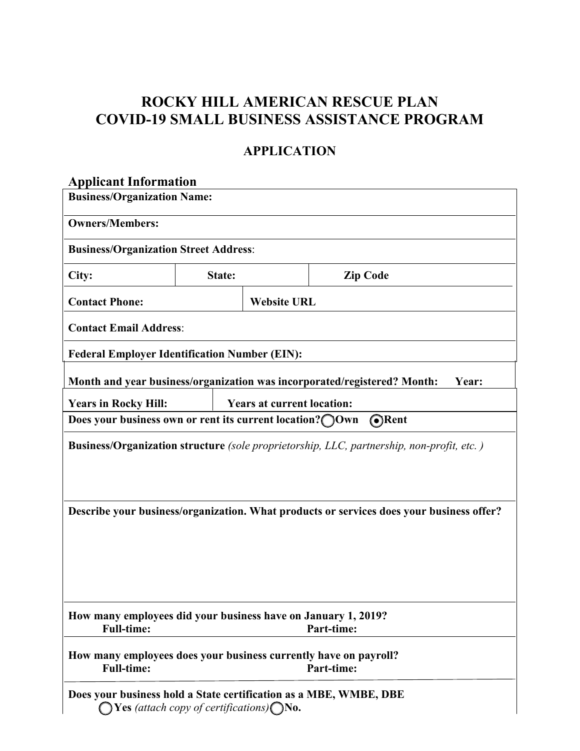# ROCKY HILL AMERICAN RESCUE PLAN
# COVID-19 SMALL BUSINESS ASSISTANCE PROGRAM

## APPLICATION

### Applicant Information

**Business/Organization Name:**

**Owners/Members:**

**Business/Organization Street Address**:

| **City:** | **State:** | **Zip Code** |
|---|---|---|

| **Contact Phone:** | **Website URL** |
|---|---|

**Contact Email Address**:

**Federal Employer Identification Number (EIN):**

**Month and year business/organization was incorporated/registered? Month: Year:**

| **Years in Rocky Hill:** | **Years at current location:** |
|---|---|

**Does your business own or rent its current location?** ○ **Own** ◉ **Rent**

**Business/Organization structure** *(sole proprietorship, LLC, partnership, non-profit, etc. )*

**Describe your business/organization. What products or services does your business offer?**

**How many employees did your business have on January 1, 2019?**
**Full-time:** **Part-time:**

**How many employees does your business currently have on payroll?**
**Full-time:** **Part-time:**

**Does your business hold a State certification as a MBE, WMBE, DBE**
○ **Yes** *(attach copy of certifications)* ○ **No.**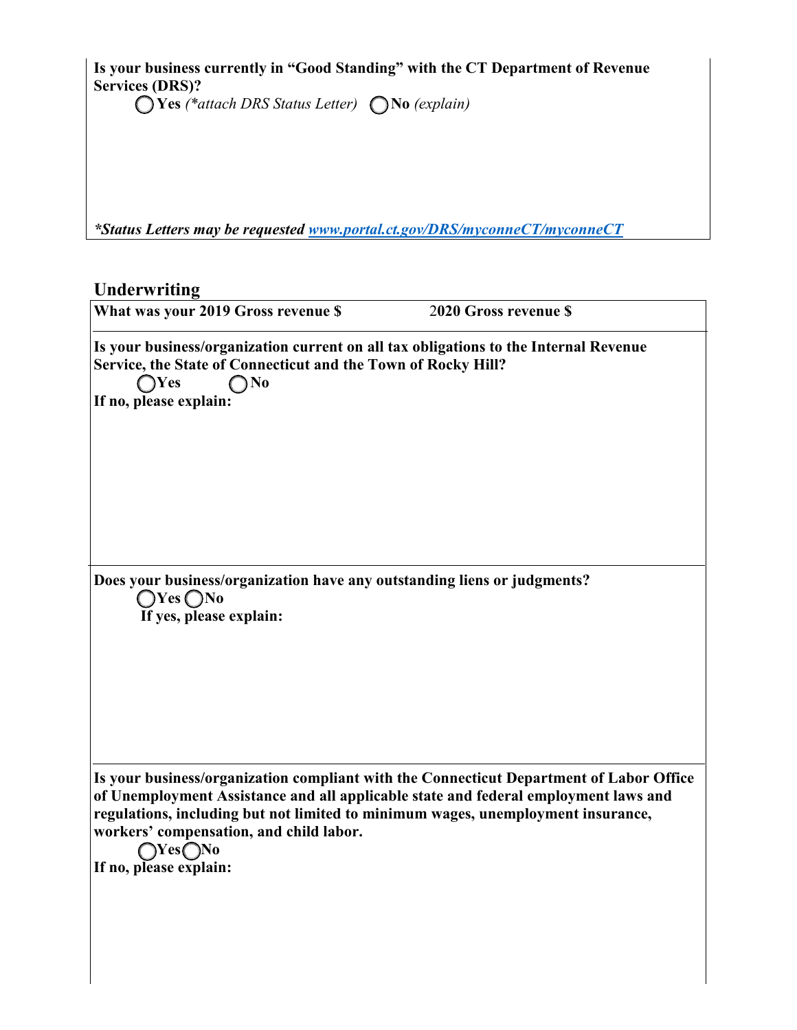**Is your business currently in "Good Standing" with the CT Department of Revenue Services (DRS)?**

◯ **Yes** *(\*attach DRS Status Letter)* ◯ **No** *(explain)*

***\*Status Letters may be requested [www.portal.ct.gov/DRS/myconneCT/myconneCT](www.portal.ct.gov/DRS/myconneCT/myconneCT)***

## Underwriting

**What was your 2019 Gross revenue $** **2020 Gross revenue $**

**Is your business/organization current on all tax obligations to the Internal Revenue Service, the State of Connecticut and the Town of Rocky Hill?**

◯ **Yes** ◯ **No**

**If no, please explain:**

**Does your business/organization have any outstanding liens or judgments?**

◯ **Yes** ◯ **No**

**If yes, please explain:**

**Is your business/organization compliant with the Connecticut Department of Labor Office of Unemployment Assistance and all applicable state and federal employment laws and regulations, including but not limited to minimum wages, unemployment insurance, workers' compensation, and child labor.**

◯ **Yes** ◯ **No**

**If no, please explain:**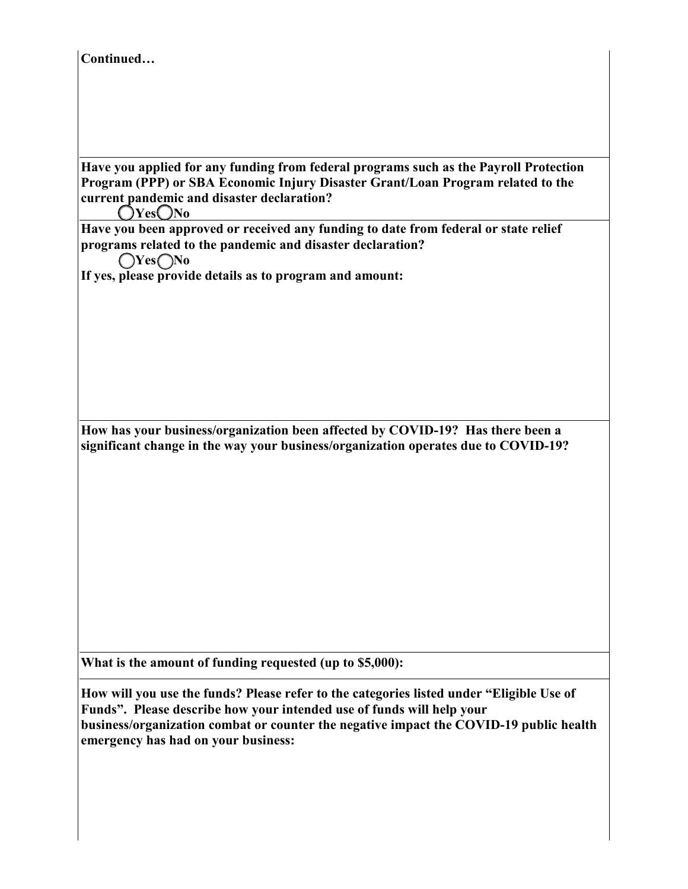**Continued…**

**Have you applied for any funding from federal programs such as the Payroll Protection Program (PPP) or SBA Economic Injury Disaster Grant/Loan Program related to the current pandemic and disaster declaration?**

◯ **Yes** ◯ **No**

**Have you been approved or received any funding to date from federal or state relief programs related to the pandemic and disaster declaration?**

◯ **Yes** ◯ **No**

**If yes, please provide details as to program and amount:**

**How has your business/organization been affected by COVID-19? Has there been a significant change in the way your business/organization operates due to COVID-19?**

**What is the amount of funding requested (up to $5,000):**

**How will you use the funds? Please refer to the categories listed under "Eligible Use of Funds". Please describe how your intended use of funds will help your business/organization combat or counter the negative impact the COVID-19 public health emergency has had on your business:**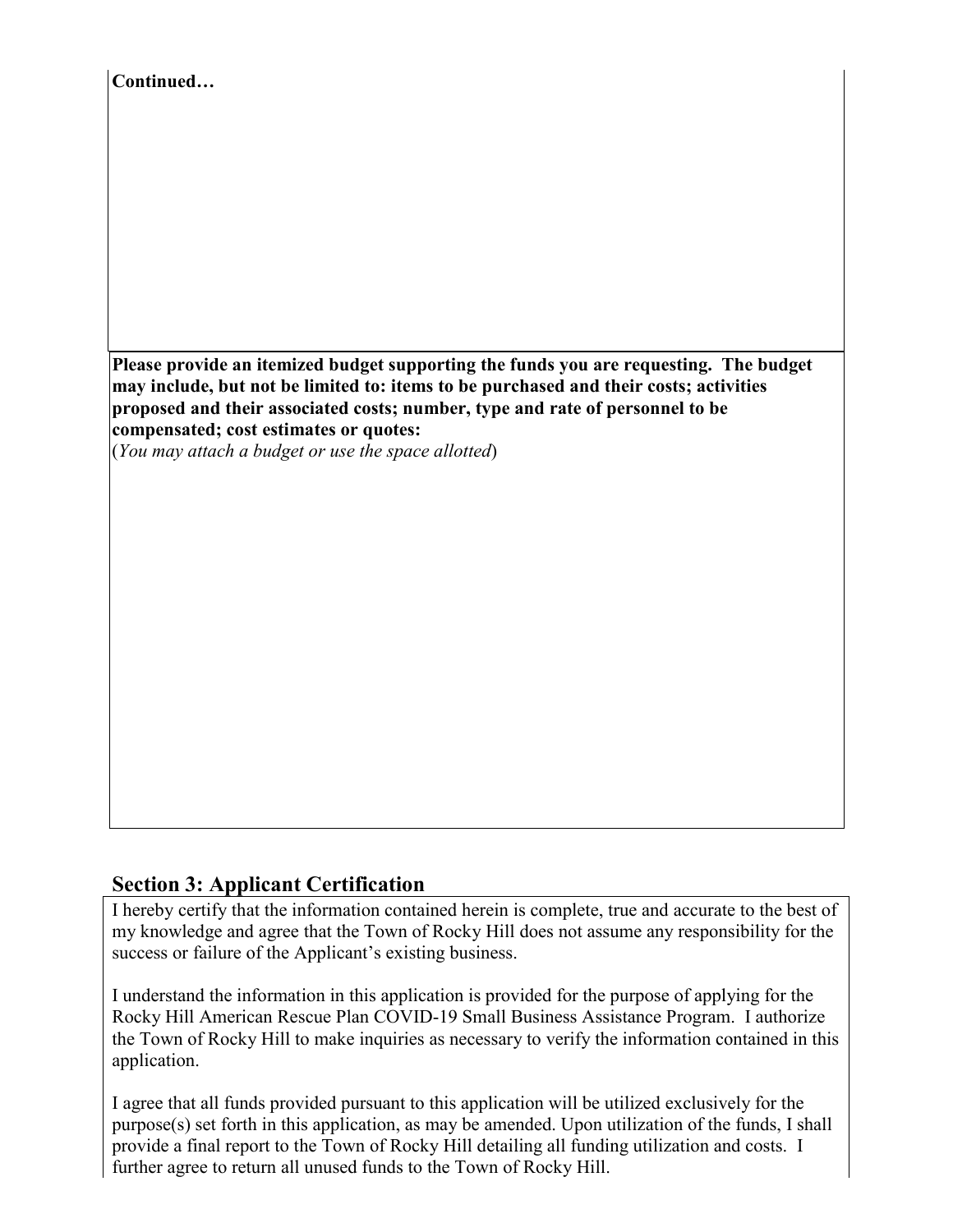**Continued…**

**Please provide an itemized budget supporting the funds you are requesting. The budget may include, but not be limited to: items to be purchased and their costs; activities proposed and their associated costs; number, type and rate of personnel to be compensated; cost estimates or quotes:**
(*You may attach a budget or use the space allotted*)

## Section 3: Applicant Certification

I hereby certify that the information contained herein is complete, true and accurate to the best of my knowledge and agree that the Town of Rocky Hill does not assume any responsibility for the success or failure of the Applicant's existing business.

I understand the information in this application is provided for the purpose of applying for the Rocky Hill American Rescue Plan COVID-19 Small Business Assistance Program. I authorize the Town of Rocky Hill to make inquiries as necessary to verify the information contained in this application.

I agree that all funds provided pursuant to this application will be utilized exclusively for the purpose(s) set forth in this application, as may be amended. Upon utilization of the funds, I shall provide a final report to the Town of Rocky Hill detailing all funding utilization and costs. I further agree to return all unused funds to the Town of Rocky Hill.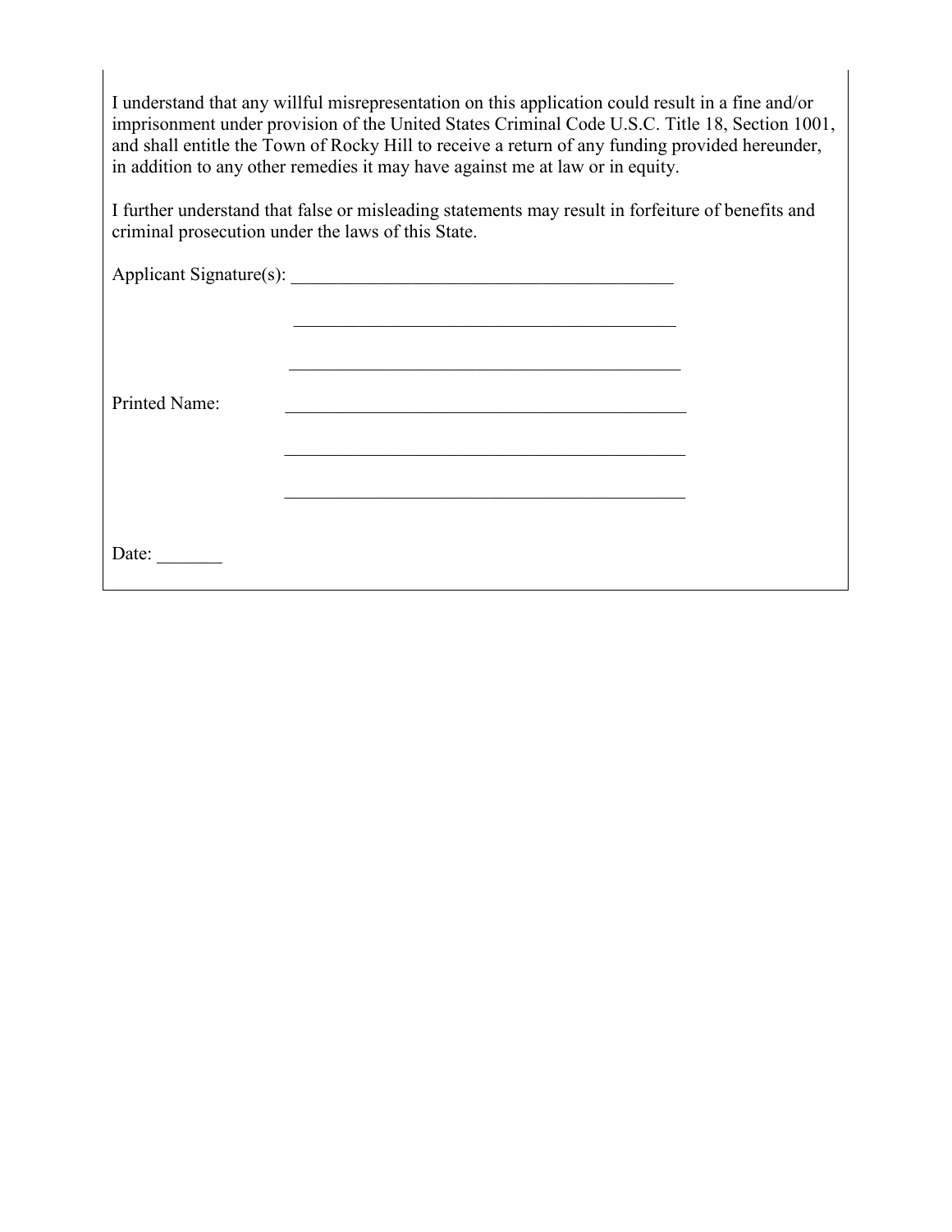I understand that any willful misrepresentation on this application could result in a fine and/or imprisonment under provision of the United States Criminal Code U.S.C. Title 18, Section 1001, and shall entitle the Town of Rocky Hill to receive a return of any funding provided hereunder, in addition to any other remedies it may have against me at law or in equity.

I further understand that false or misleading statements may result in forfeiture of benefits and criminal prosecution under the laws of this State.

Applicant Signature(s): ___________________________________________

___________________________________________

___________________________________________

Printed Name: ___________________________________________

___________________________________________

___________________________________________

Date: _______